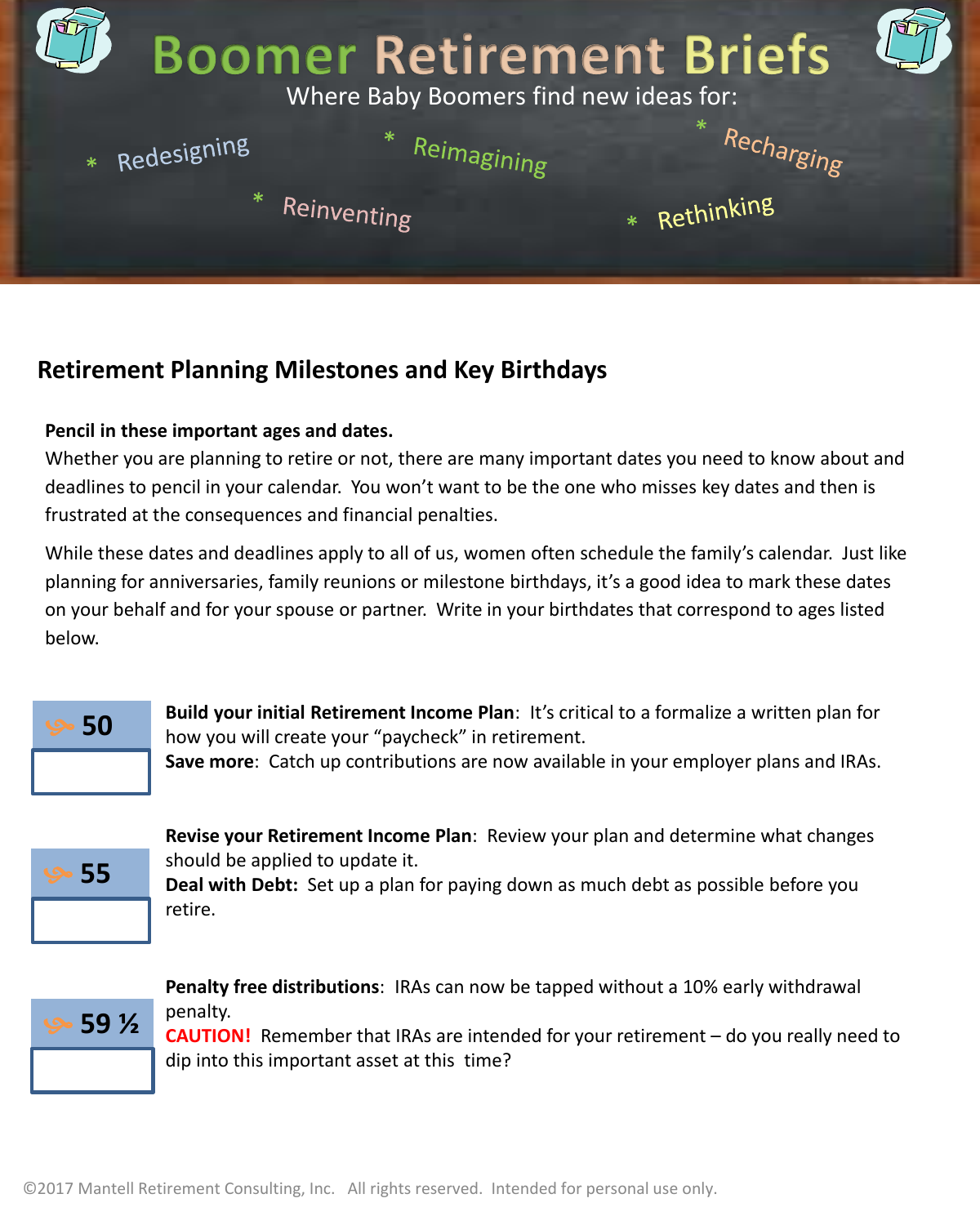# Boomer Retirement Briefs

Where Baby Boomers find new ideas for:

* Redesigning
* Reimagining
* Recharging
* Reinventing
* Rethinking

## Retirement Planning Milestones and Key Birthdays

**Pencil in these important ages and dates.**

Whether you are planning to retire or not, there are many important dates you need to know about and deadlines to pencil in your calendar. You won't want to be the one who misses key dates and then is frustrated at the consequences and financial penalties.

While these dates and deadlines apply to all of us, women often schedule the family's calendar. Just like planning for anniversaries, family reunions or milestone birthdays, it's a good idea to mark these dates on your behalf and for your spouse or partner. Write in your birthdates that correspond to ages listed below.

**50**

**Build your initial Retirement Income Plan**: It's critical to a formalize a written plan for how you will create your "paycheck" in retirement.
**Save more**: Catch up contributions are now available in your employer plans and IRAs.

**55**

**Revise your Retirement Income Plan**: Review your plan and determine what changes should be applied to update it.
**Deal with Debt:** Set up a plan for paying down as much debt as possible before you retire.

**59 ½**

**Penalty free distributions**: IRAs can now be tapped without a 10% early withdrawal penalty.
**CAUTION!** Remember that IRAs are intended for your retirement – do you really need to dip into this important asset at this time?

©2017 Mantell Retirement Consulting, Inc. All rights reserved. Intended for personal use only.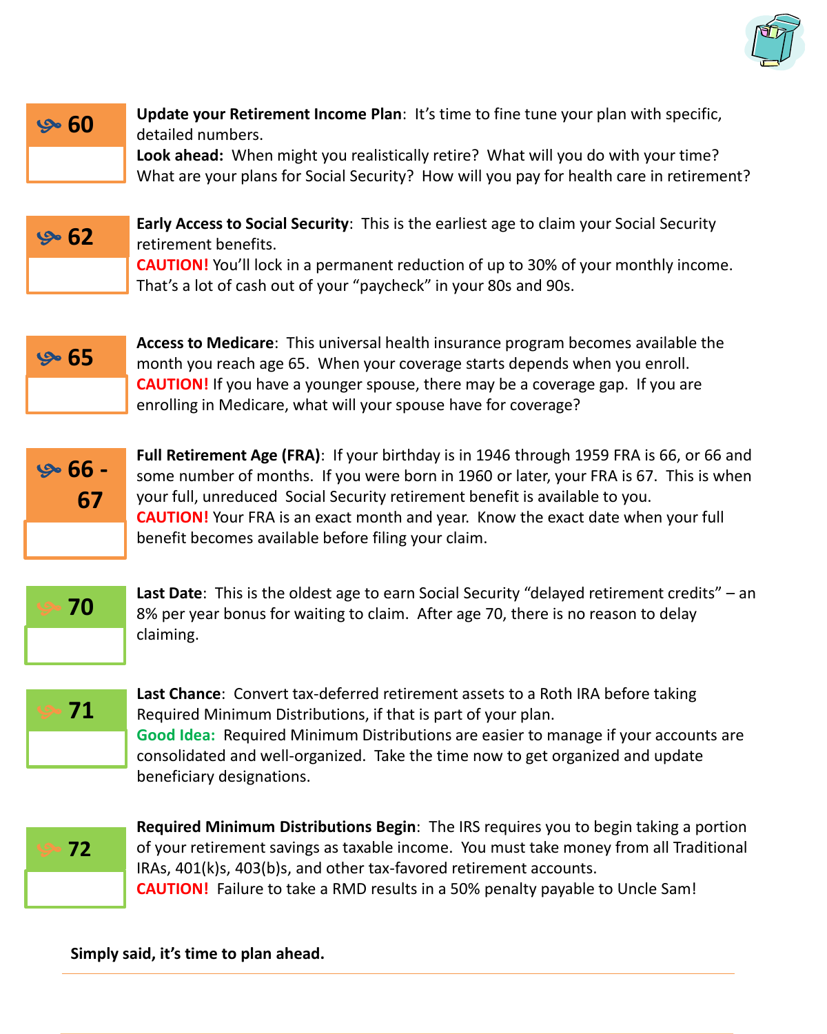**60**

**Update your Retirement Income Plan**: It's time to fine tune your plan with specific, detailed numbers.
**Look ahead:** When might you realistically retire? What will you do with your time? What are your plans for Social Security? How will you pay for health care in retirement?

**62**

**Early Access to Social Security**: This is the earliest age to claim your Social Security retirement benefits.
**CAUTION!** You'll lock in a permanent reduction of up to 30% of your monthly income. That's a lot of cash out of your "paycheck" in your 80s and 90s.

**65**

**Access to Medicare**: This universal health insurance program becomes available the month you reach age 65. When your coverage starts depends when you enroll.
**CAUTION!** If you have a younger spouse, there may be a coverage gap. If you are enrolling in Medicare, what will your spouse have for coverage?

**66 - 67**

**Full Retirement Age (FRA)**: If your birthday is in 1946 through 1959 FRA is 66, or 66 and some number of months. If you were born in 1960 or later, your FRA is 67. This is when your full, unreduced Social Security retirement benefit is available to you.
**CAUTION!** Your FRA is an exact month and year. Know the exact date when your full benefit becomes available before filing your claim.

**70**

**Last Date**: This is the oldest age to earn Social Security "delayed retirement credits" – an 8% per year bonus for waiting to claim. After age 70, there is no reason to delay claiming.

**71**

**Last Chance**: Convert tax-deferred retirement assets to a Roth IRA before taking Required Minimum Distributions, if that is part of your plan.
**Good Idea:** Required Minimum Distributions are easier to manage if your accounts are consolidated and well-organized. Take the time now to get organized and update beneficiary designations.

**72**

**Required Minimum Distributions Begin**: The IRS requires you to begin taking a portion of your retirement savings as taxable income. You must take money from all Traditional IRAs, 401(k)s, 403(b)s, and other tax-favored retirement accounts.
**CAUTION!** Failure to take a RMD results in a 50% penalty payable to Uncle Sam!

**Simply said, it's time to plan ahead.**